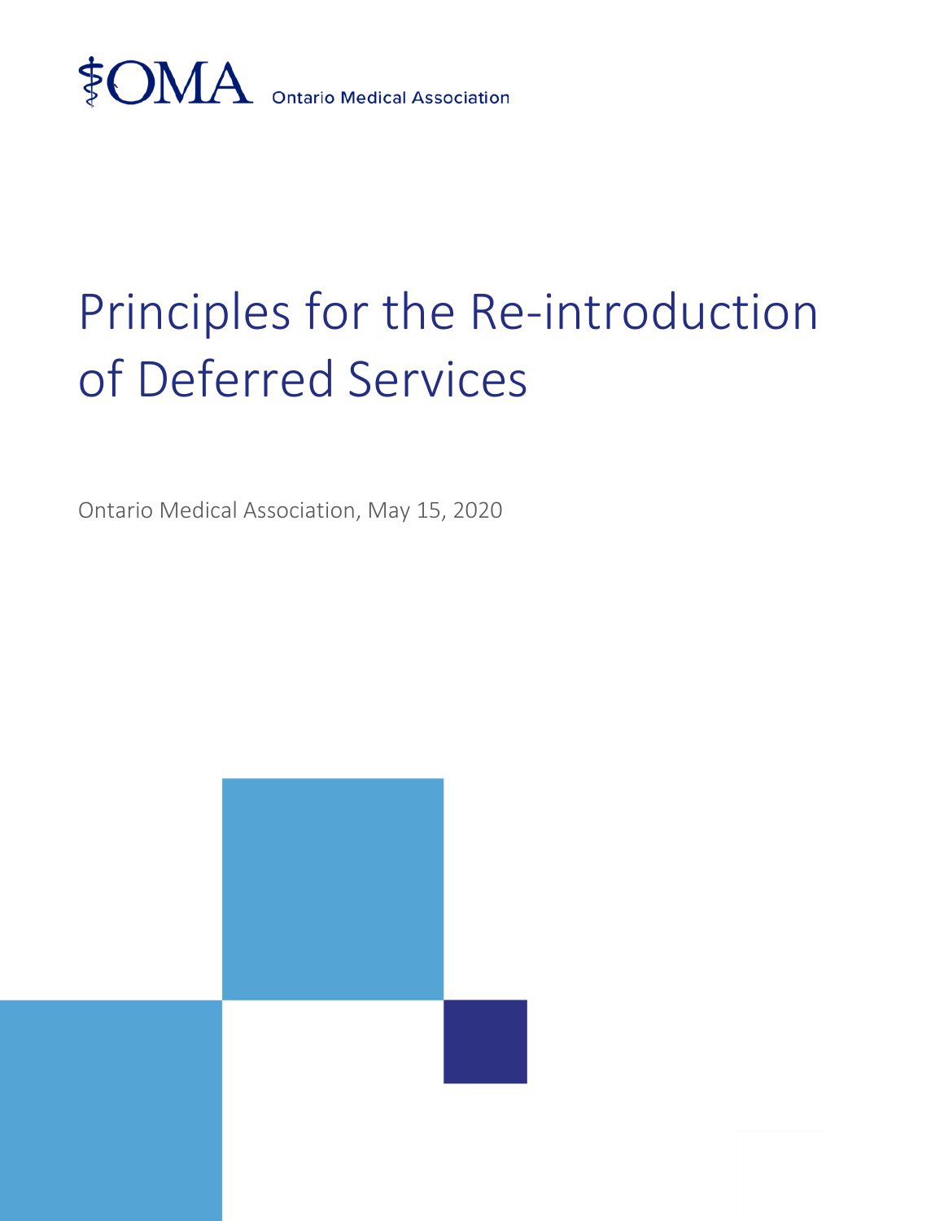OMA Ontario Medical Association

# Principles for the Re-introduction of Deferred Services

Ontario Medical Association, May 15, 2020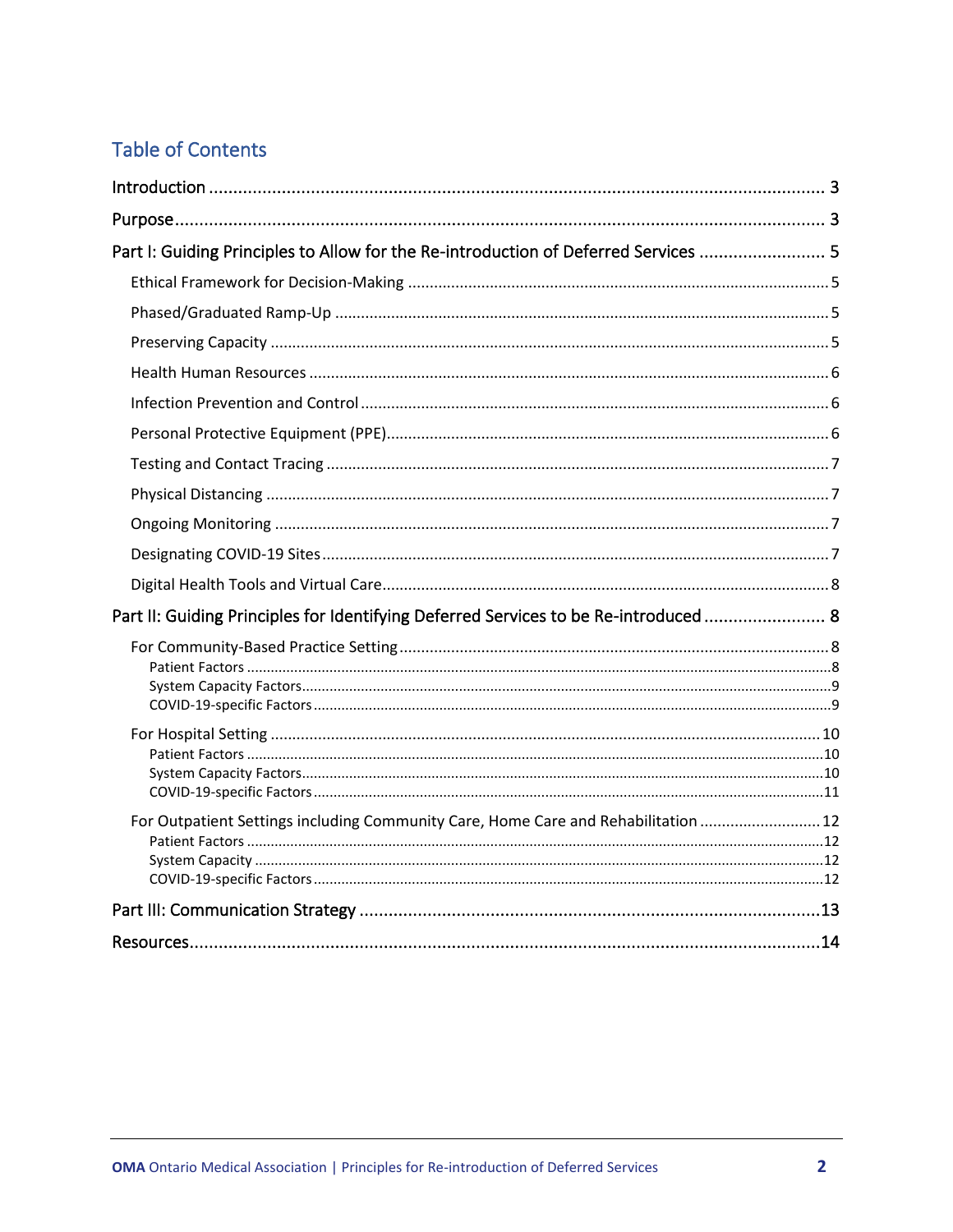# Table of Contents

- Introduction ... 3
- Purpose ... 3
- Part I: Guiding Principles to Allow for the Re-introduction of Deferred Services ... 5
  - Ethical Framework for Decision-Making ... 5
  - Phased/Graduated Ramp-Up ... 5
  - Preserving Capacity ... 5
  - Health Human Resources ... 6
  - Infection Prevention and Control ... 6
  - Personal Protective Equipment (PPE) ... 6
  - Testing and Contact Tracing ... 7
  - Physical Distancing ... 7
  - Ongoing Monitoring ... 7
  - Designating COVID-19 Sites ... 7
  - Digital Health Tools and Virtual Care ... 8
- Part II: Guiding Principles for Identifying Deferred Services to be Re-introduced ... 8
  - For Community-Based Practice Setting ... 8
    - Patient Factors ... 8
    - System Capacity Factors ... 9
    - COVID-19-specific Factors ... 9
  - For Hospital Setting ... 10
    - Patient Factors ... 10
    - System Capacity Factors ... 10
    - COVID-19-specific Factors ... 11
  - For Outpatient Settings including Community Care, Home Care and Rehabilitation ... 12
    - Patient Factors ... 12
    - System Capacity ... 12
    - COVID-19-specific Factors ... 12
- Part III: Communication Strategy ... 13
- Resources ... 14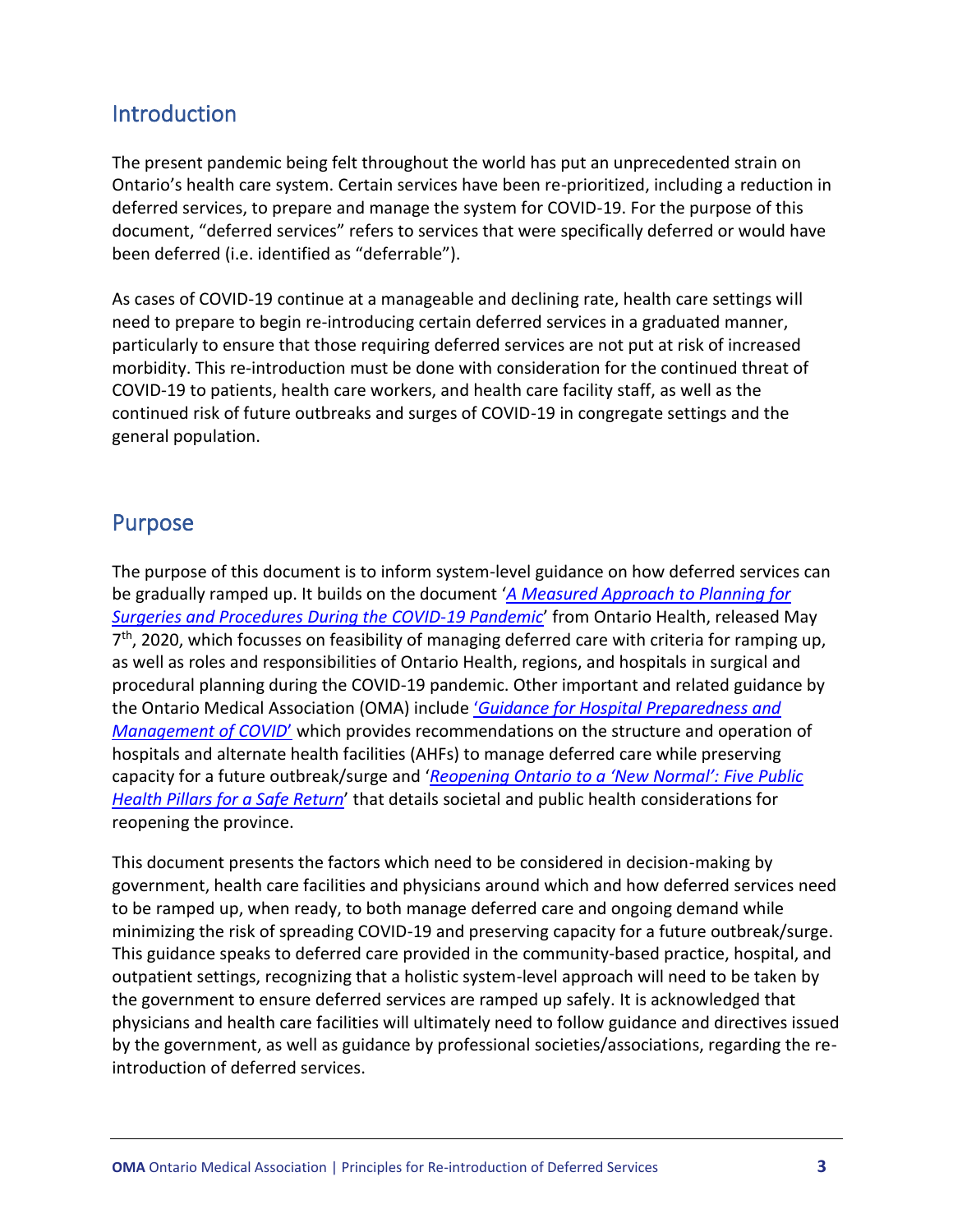## Introduction

The present pandemic being felt throughout the world has put an unprecedented strain on Ontario's health care system. Certain services have been re-prioritized, including a reduction in deferred services, to prepare and manage the system for COVID-19. For the purpose of this document, "deferred services" refers to services that were specifically deferred or would have been deferred (i.e. identified as "deferrable").

As cases of COVID-19 continue at a manageable and declining rate, health care settings will need to prepare to begin re-introducing certain deferred services in a graduated manner, particularly to ensure that those requiring deferred services are not put at risk of increased morbidity. This re-introduction must be done with consideration for the continued threat of COVID-19 to patients, health care workers, and health care facility staff, as well as the continued risk of future outbreaks and surges of COVID-19 in congregate settings and the general population.

## Purpose

The purpose of this document is to inform system-level guidance on how deferred services can be gradually ramped up. It builds on the document '*A Measured Approach to Planning for Surgeries and Procedures During the COVID-19 Pandemic*' from Ontario Health, released May 7th, 2020, which focusses on feasibility of managing deferred care with criteria for ramping up, as well as roles and responsibilities of Ontario Health, regions, and hospitals in surgical and procedural planning during the COVID-19 pandemic. Other important and related guidance by the Ontario Medical Association (OMA) include '*Guidance for Hospital Preparedness and Management of COVID*' which provides recommendations on the structure and operation of hospitals and alternate health facilities (AHFs) to manage deferred care while preserving capacity for a future outbreak/surge and '*Reopening Ontario to a 'New Normal': Five Public Health Pillars for a Safe Return*' that details societal and public health considerations for reopening the province.

This document presents the factors which need to be considered in decision-making by government, health care facilities and physicians around which and how deferred services need to be ramped up, when ready, to both manage deferred care and ongoing demand while minimizing the risk of spreading COVID-19 and preserving capacity for a future outbreak/surge. This guidance speaks to deferred care provided in the community-based practice, hospital, and outpatient settings, recognizing that a holistic system-level approach will need to be taken by the government to ensure deferred services are ramped up safely. It is acknowledged that physicians and health care facilities will ultimately need to follow guidance and directives issued by the government, as well as guidance by professional societies/associations, regarding the re-introduction of deferred services.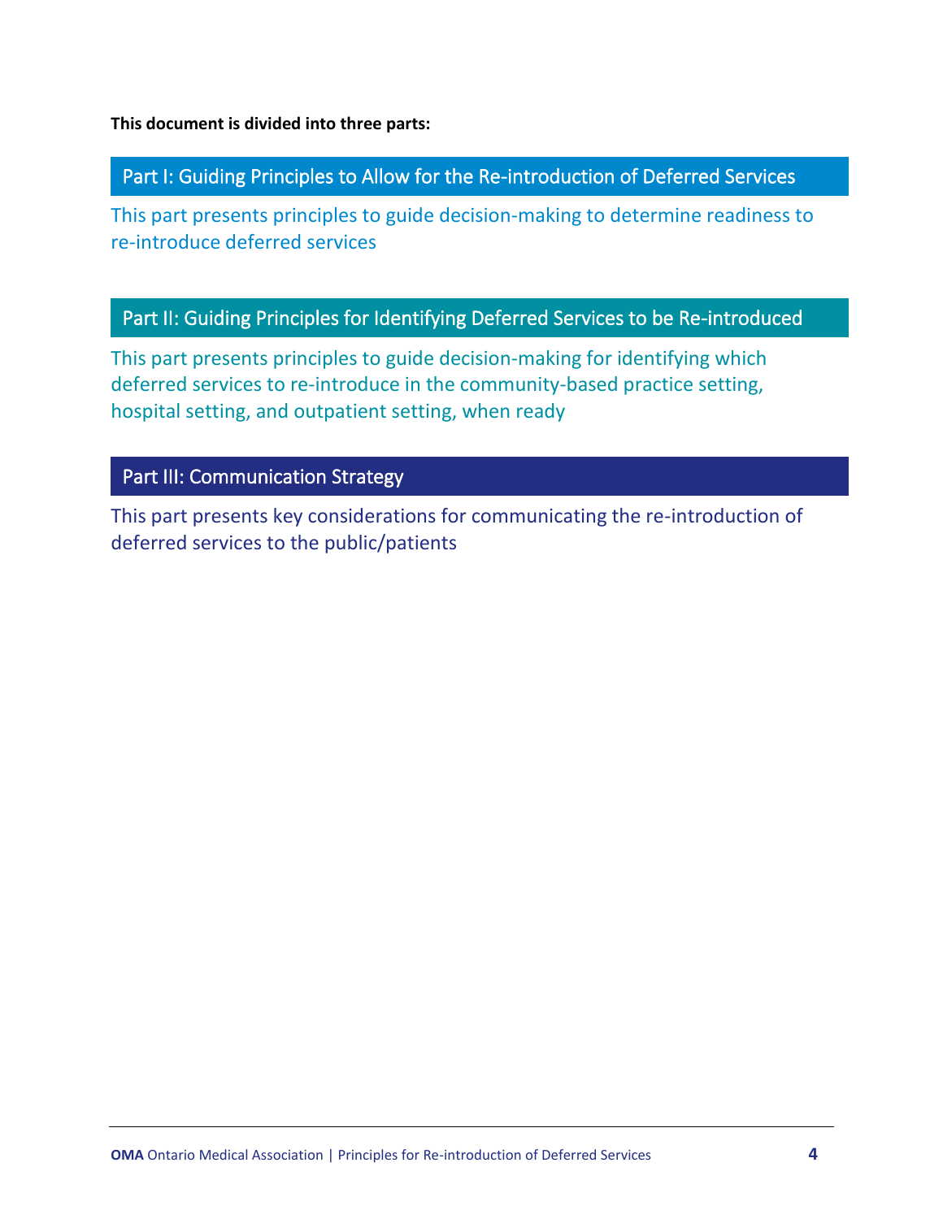**This document is divided into three parts:**

## Part I: Guiding Principles to Allow for the Re-introduction of Deferred Services

This part presents principles to guide decision-making to determine readiness to re-introduce deferred services

## Part II: Guiding Principles for Identifying Deferred Services to be Re-introduced

This part presents principles to guide decision-making for identifying which deferred services to re-introduce in the community-based practice setting, hospital setting, and outpatient setting, when ready

## Part III: Communication Strategy

This part presents key considerations for communicating the re-introduction of deferred services to the public/patients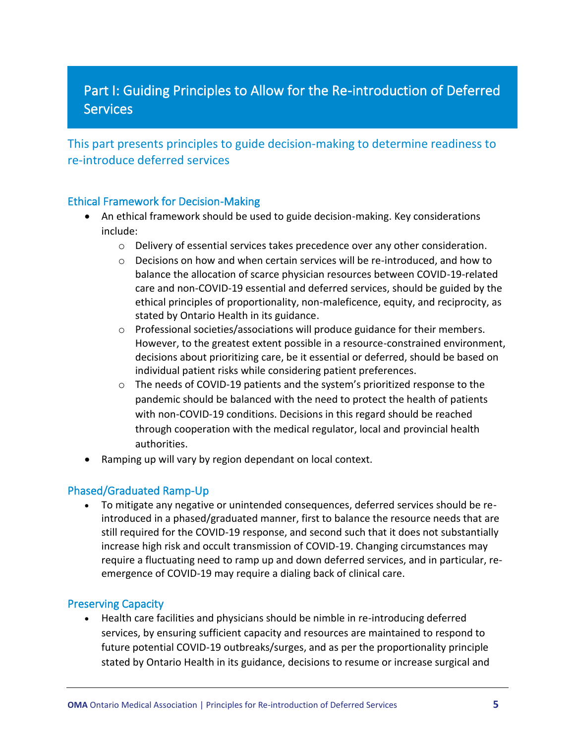# Part I: Guiding Principles to Allow for the Re-introduction of Deferred Services

This part presents principles to guide decision-making to determine readiness to re-introduce deferred services

## Ethical Framework for Decision-Making

- An ethical framework should be used to guide decision-making. Key considerations include:
  - Delivery of essential services takes precedence over any other consideration.
  - Decisions on how and when certain services will be re-introduced, and how to balance the allocation of scarce physician resources between COVID-19-related care and non-COVID-19 essential and deferred services, should be guided by the ethical principles of proportionality, non-maleficence, equity, and reciprocity, as stated by Ontario Health in its guidance.
  - Professional societies/associations will produce guidance for their members. However, to the greatest extent possible in a resource-constrained environment, decisions about prioritizing care, be it essential or deferred, should be based on individual patient risks while considering patient preferences.
  - The needs of COVID-19 patients and the system's prioritized response to the pandemic should be balanced with the need to protect the health of patients with non-COVID-19 conditions. Decisions in this regard should be reached through cooperation with the medical regulator, local and provincial health authorities.
- Ramping up will vary by region dependant on local context.

## Phased/Graduated Ramp-Up

- To mitigate any negative or unintended consequences, deferred services should be re-introduced in a phased/graduated manner, first to balance the resource needs that are still required for the COVID-19 response, and second such that it does not substantially increase high risk and occult transmission of COVID-19. Changing circumstances may require a fluctuating need to ramp up and down deferred services, and in particular, re-emergence of COVID-19 may require a dialing back of clinical care.

## Preserving Capacity

- Health care facilities and physicians should be nimble in re-introducing deferred services, by ensuring sufficient capacity and resources are maintained to respond to future potential COVID-19 outbreaks/surges, and as per the proportionality principle stated by Ontario Health in its guidance, decisions to resume or increase surgical and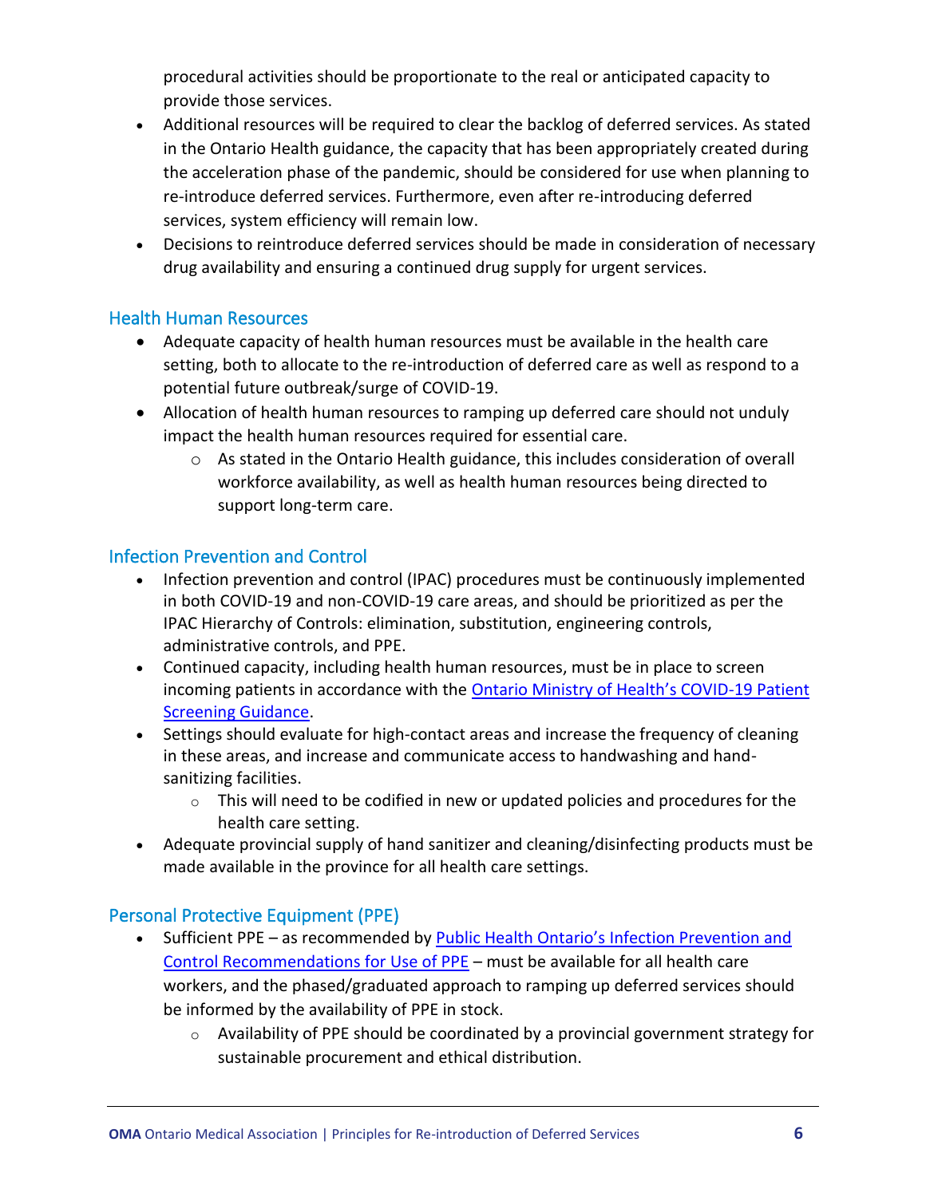procedural activities should be proportionate to the real or anticipated capacity to provide those services.

- Additional resources will be required to clear the backlog of deferred services. As stated in the Ontario Health guidance, the capacity that has been appropriately created during the acceleration phase of the pandemic, should be considered for use when planning to re-introduce deferred services. Furthermore, even after re-introducing deferred services, system efficiency will remain low.
- Decisions to reintroduce deferred services should be made in consideration of necessary drug availability and ensuring a continued drug supply for urgent services.

## Health Human Resources

- Adequate capacity of health human resources must be available in the health care setting, both to allocate to the re-introduction of deferred care as well as respond to a potential future outbreak/surge of COVID-19.
- Allocation of health human resources to ramping up deferred care should not unduly impact the health human resources required for essential care.
  - As stated in the Ontario Health guidance, this includes consideration of overall workforce availability, as well as health human resources being directed to support long-term care.

## Infection Prevention and Control

- Infection prevention and control (IPAC) procedures must be continuously implemented in both COVID-19 and non-COVID-19 care areas, and should be prioritized as per the IPAC Hierarchy of Controls: elimination, substitution, engineering controls, administrative controls, and PPE.
- Continued capacity, including health human resources, must be in place to screen incoming patients in accordance with the [Ontario Ministry of Health's COVID-19 Patient Screening Guidance](#).
- Settings should evaluate for high-contact areas and increase the frequency of cleaning in these areas, and increase and communicate access to handwashing and hand-sanitizing facilities.
  - This will need to be codified in new or updated policies and procedures for the health care setting.
- Adequate provincial supply of hand sanitizer and cleaning/disinfecting products must be made available in the province for all health care settings.

## Personal Protective Equipment (PPE)

- Sufficient PPE – as recommended by [Public Health Ontario's Infection Prevention and Control Recommendations for Use of PPE](#) – must be available for all health care workers, and the phased/graduated approach to ramping up deferred services should be informed by the availability of PPE in stock.
  - Availability of PPE should be coordinated by a provincial government strategy for sustainable procurement and ethical distribution.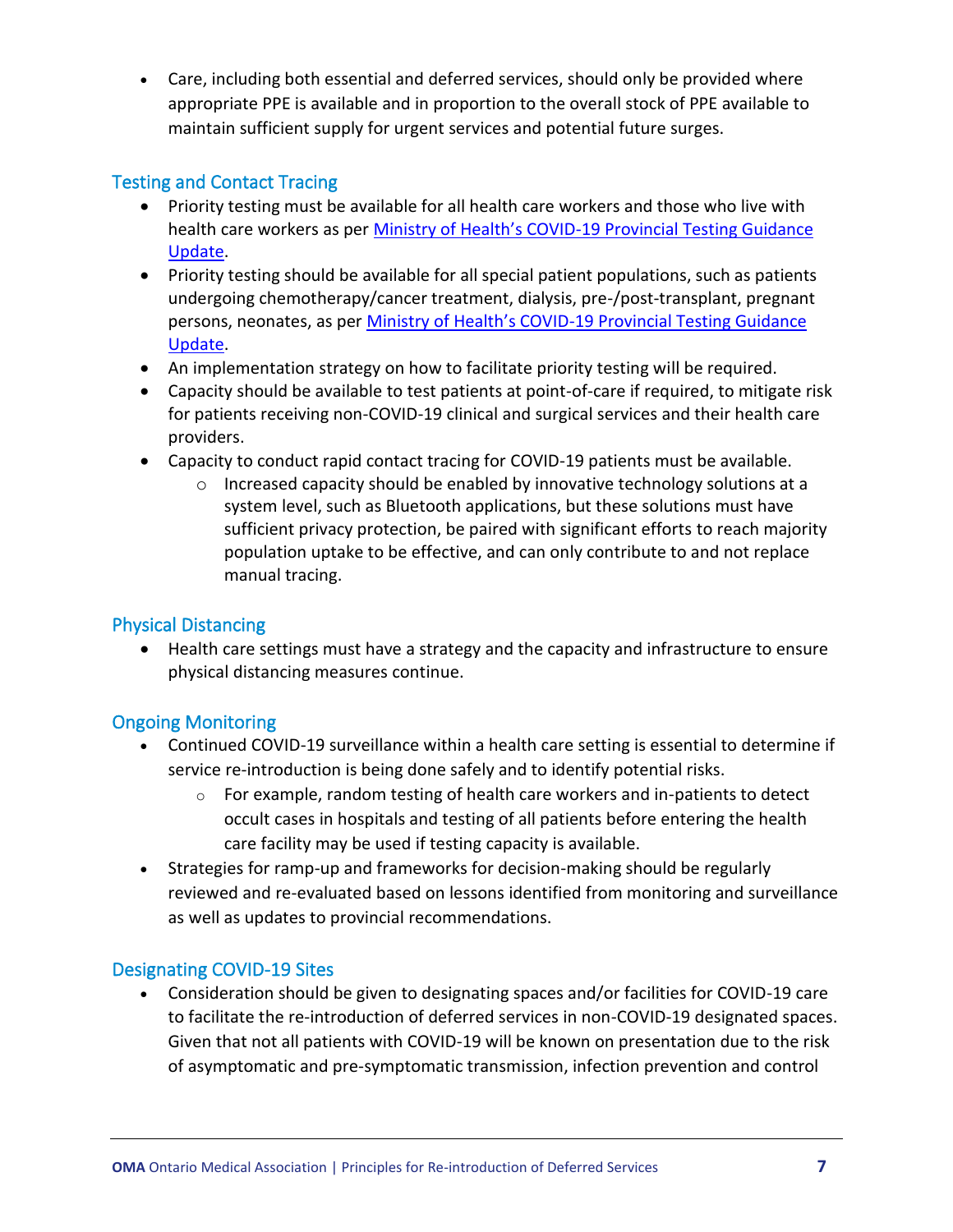- Care, including both essential and deferred services, should only be provided where appropriate PPE is available and in proportion to the overall stock of PPE available to maintain sufficient supply for urgent services and potential future surges.

## Testing and Contact Tracing

- Priority testing must be available for all health care workers and those who live with health care workers as per [Ministry of Health's COVID-19 Provincial Testing Guidance Update](#).
- Priority testing should be available for all special patient populations, such as patients undergoing chemotherapy/cancer treatment, dialysis, pre-/post-transplant, pregnant persons, neonates, as per [Ministry of Health's COVID-19 Provincial Testing Guidance Update](#).
- An implementation strategy on how to facilitate priority testing will be required.
- Capacity should be available to test patients at point-of-care if required, to mitigate risk for patients receiving non-COVID-19 clinical and surgical services and their health care providers.
- Capacity to conduct rapid contact tracing for COVID-19 patients must be available.
    - Increased capacity should be enabled by innovative technology solutions at a system level, such as Bluetooth applications, but these solutions must have sufficient privacy protection, be paired with significant efforts to reach majority population uptake to be effective, and can only contribute to and not replace manual tracing.

## Physical Distancing

- Health care settings must have a strategy and the capacity and infrastructure to ensure physical distancing measures continue.

## Ongoing Monitoring

- Continued COVID-19 surveillance within a health care setting is essential to determine if service re-introduction is being done safely and to identify potential risks.
    - For example, random testing of health care workers and in-patients to detect occult cases in hospitals and testing of all patients before entering the health care facility may be used if testing capacity is available.
- Strategies for ramp-up and frameworks for decision-making should be regularly reviewed and re-evaluated based on lessons identified from monitoring and surveillance as well as updates to provincial recommendations.

## Designating COVID-19 Sites

- Consideration should be given to designating spaces and/or facilities for COVID-19 care to facilitate the re-introduction of deferred services in non-COVID-19 designated spaces. Given that not all patients with COVID-19 will be known on presentation due to the risk of asymptomatic and pre-symptomatic transmission, infection prevention and control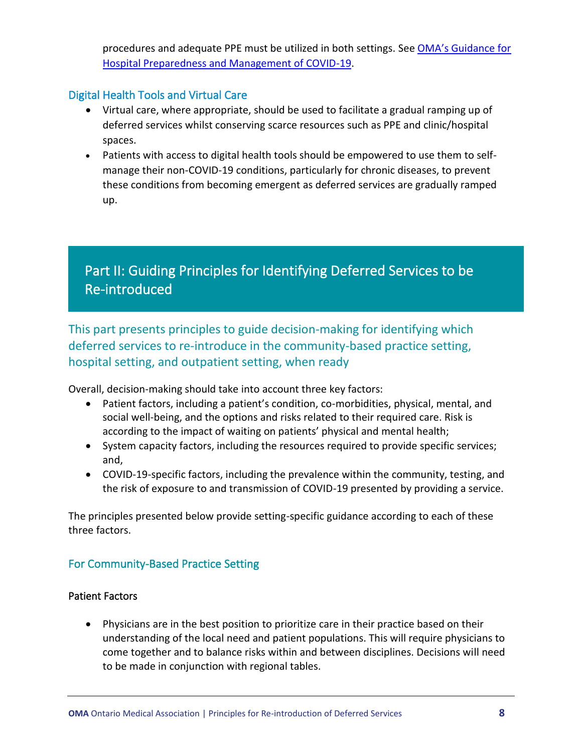procedures and adequate PPE must be utilized in both settings. See [OMA's Guidance for Hospital Preparedness and Management of COVID-19](#).

### Digital Health Tools and Virtual Care

- Virtual care, where appropriate, should be used to facilitate a gradual ramping up of deferred services whilst conserving scarce resources such as PPE and clinic/hospital spaces.
- Patients with access to digital health tools should be empowered to use them to self-manage their non-COVID-19 conditions, particularly for chronic diseases, to prevent these conditions from becoming emergent as deferred services are gradually ramped up.

## Part II: Guiding Principles for Identifying Deferred Services to be Re-introduced

### This part presents principles to guide decision-making for identifying which deferred services to re-introduce in the community-based practice setting, hospital setting, and outpatient setting, when ready

Overall, decision-making should take into account three key factors:

- Patient factors, including a patient's condition, co-morbidities, physical, mental, and social well-being, and the options and risks related to their required care. Risk is according to the impact of waiting on patients' physical and mental health;
- System capacity factors, including the resources required to provide specific services; and,
- COVID-19-specific factors, including the prevalence within the community, testing, and the risk of exposure to and transmission of COVID-19 presented by providing a service.

The principles presented below provide setting-specific guidance according to each of these three factors.

### For Community-Based Practice Setting

#### Patient Factors

- Physicians are in the best position to prioritize care in their practice based on their understanding of the local need and patient populations. This will require physicians to come together and to balance risks within and between disciplines. Decisions will need to be made in conjunction with regional tables.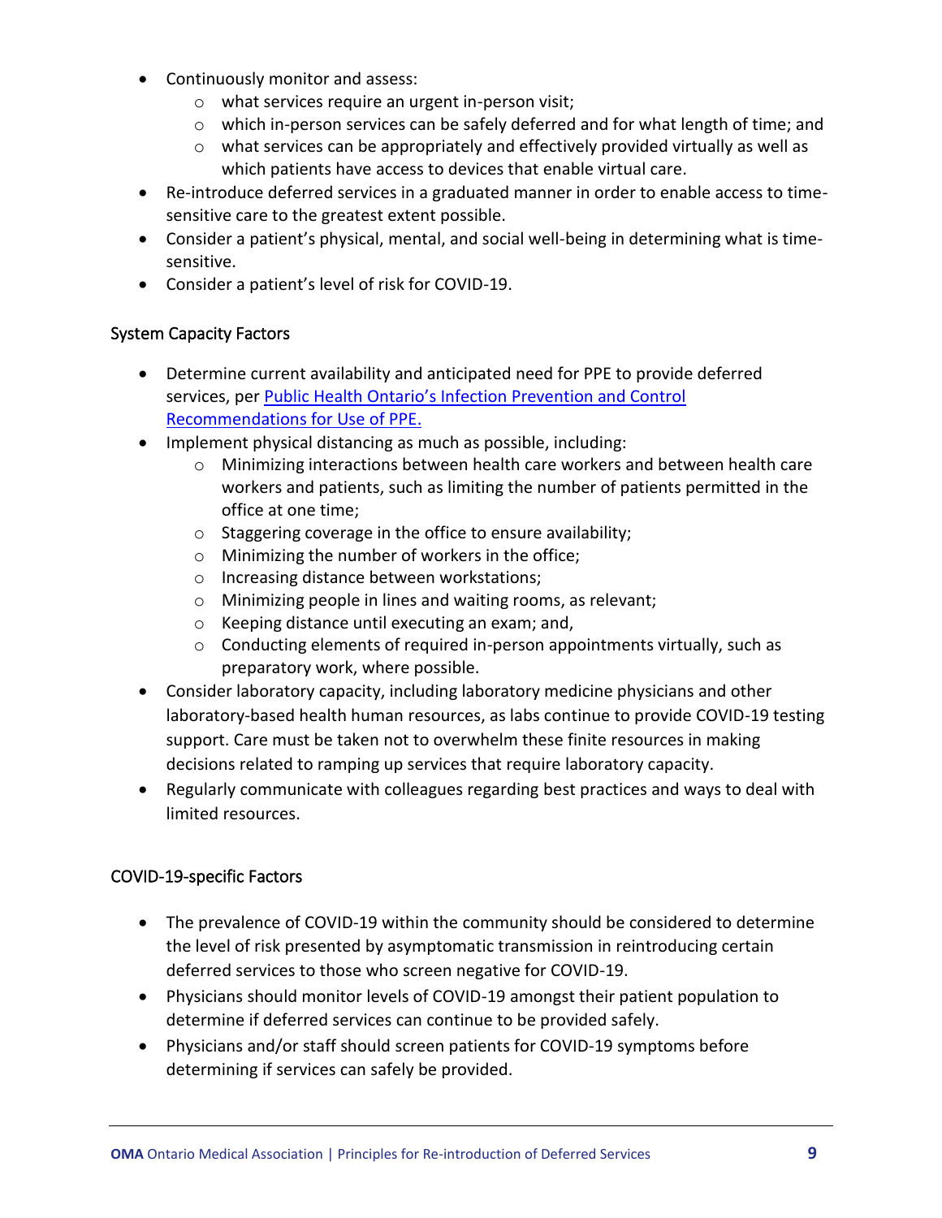- Continuously monitor and assess:
    - what services require an urgent in-person visit;
    - which in-person services can be safely deferred and for what length of time; and
    - what services can be appropriately and effectively provided virtually as well as which patients have access to devices that enable virtual care.
- Re-introduce deferred services in a graduated manner in order to enable access to time-sensitive care to the greatest extent possible.
- Consider a patient's physical, mental, and social well-being in determining what is time-sensitive.
- Consider a patient's level of risk for COVID-19.

### System Capacity Factors

- Determine current availability and anticipated need for PPE to provide deferred services, per [Public Health Ontario's Infection Prevention and Control Recommendations for Use of PPE.](#)
- Implement physical distancing as much as possible, including:
    - Minimizing interactions between health care workers and between health care workers and patients, such as limiting the number of patients permitted in the office at one time;
    - Staggering coverage in the office to ensure availability;
    - Minimizing the number of workers in the office;
    - Increasing distance between workstations;
    - Minimizing people in lines and waiting rooms, as relevant;
    - Keeping distance until executing an exam; and,
    - Conducting elements of required in-person appointments virtually, such as preparatory work, where possible.
- Consider laboratory capacity, including laboratory medicine physicians and other laboratory-based health human resources, as labs continue to provide COVID-19 testing support. Care must be taken not to overwhelm these finite resources in making decisions related to ramping up services that require laboratory capacity.
- Regularly communicate with colleagues regarding best practices and ways to deal with limited resources.

### COVID-19-specific Factors

- The prevalence of COVID-19 within the community should be considered to determine the level of risk presented by asymptomatic transmission in reintroducing certain deferred services to those who screen negative for COVID-19.
- Physicians should monitor levels of COVID-19 amongst their patient population to determine if deferred services can continue to be provided safely.
- Physicians and/or staff should screen patients for COVID-19 symptoms before determining if services can safely be provided.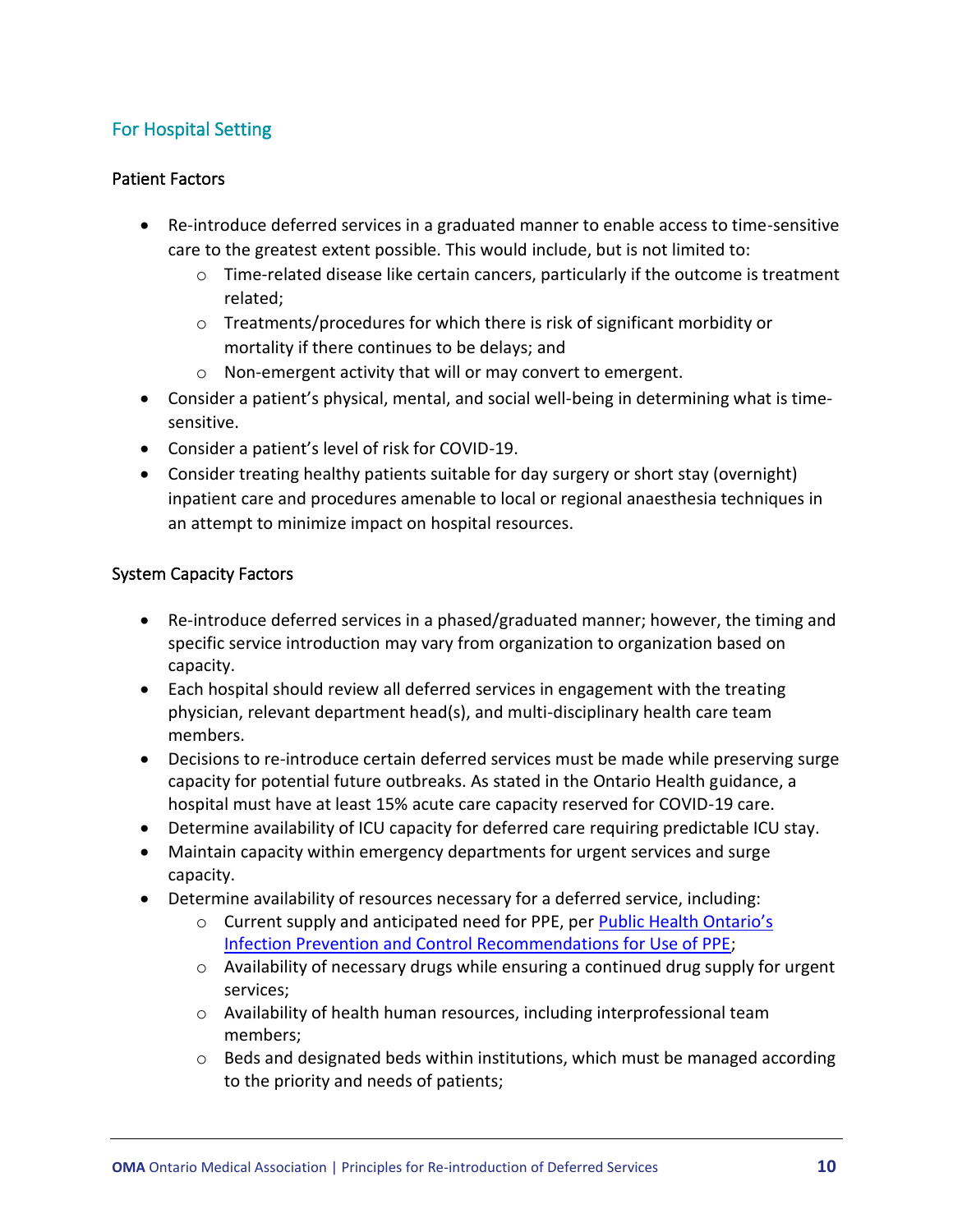## For Hospital Setting

### Patient Factors

- Re-introduce deferred services in a graduated manner to enable access to time-sensitive care to the greatest extent possible. This would include, but is not limited to:
  - Time-related disease like certain cancers, particularly if the outcome is treatment related;
  - Treatments/procedures for which there is risk of significant morbidity or mortality if there continues to be delays; and
  - Non-emergent activity that will or may convert to emergent.
- Consider a patient's physical, mental, and social well-being in determining what is time-sensitive.
- Consider a patient's level of risk for COVID-19.
- Consider treating healthy patients suitable for day surgery or short stay (overnight) inpatient care and procedures amenable to local or regional anaesthesia techniques in an attempt to minimize impact on hospital resources.

### System Capacity Factors

- Re-introduce deferred services in a phased/graduated manner; however, the timing and specific service introduction may vary from organization to organization based on capacity.
- Each hospital should review all deferred services in engagement with the treating physician, relevant department head(s), and multi-disciplinary health care team members.
- Decisions to re-introduce certain deferred services must be made while preserving surge capacity for potential future outbreaks. As stated in the Ontario Health guidance, a hospital must have at least 15% acute care capacity reserved for COVID-19 care.
- Determine availability of ICU capacity for deferred care requiring predictable ICU stay.
- Maintain capacity within emergency departments for urgent services and surge capacity.
- Determine availability of resources necessary for a deferred service, including:
  - Current supply and anticipated need for PPE, per Public Health Ontario's Infection Prevention and Control Recommendations for Use of PPE;
  - Availability of necessary drugs while ensuring a continued drug supply for urgent services;
  - Availability of health human resources, including interprofessional team members;
  - Beds and designated beds within institutions, which must be managed according to the priority and needs of patients;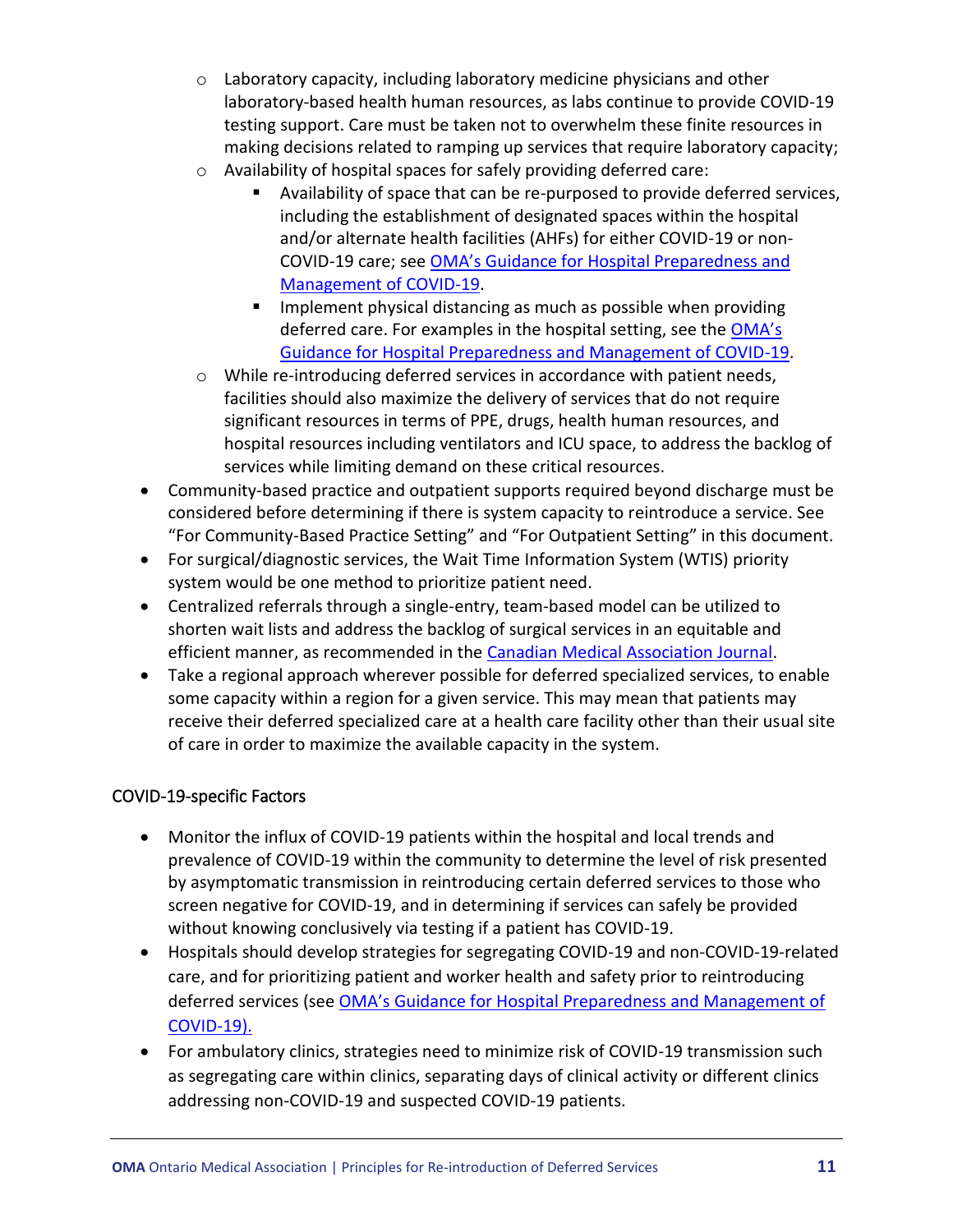- Laboratory capacity, including laboratory medicine physicians and other laboratory-based health human resources, as labs continue to provide COVID-19 testing support. Care must be taken not to overwhelm these finite resources in making decisions related to ramping up services that require laboratory capacity;
    - Availability of hospital spaces for safely providing deferred care:
        - Availability of space that can be re-purposed to provide deferred services, including the establishment of designated spaces within the hospital and/or alternate health facilities (AHFs) for either COVID-19 or non-COVID-19 care; see OMA's Guidance for Hospital Preparedness and Management of COVID-19.
        - Implement physical distancing as much as possible when providing deferred care. For examples in the hospital setting, see the OMA's Guidance for Hospital Preparedness and Management of COVID-19.
    - While re-introducing deferred services in accordance with patient needs, facilities should also maximize the delivery of services that do not require significant resources in terms of PPE, drugs, health human resources, and hospital resources including ventilators and ICU space, to address the backlog of services while limiting demand on these critical resources.
- Community-based practice and outpatient supports required beyond discharge must be considered before determining if there is system capacity to reintroduce a service. See "For Community-Based Practice Setting" and "For Outpatient Setting" in this document.
- For surgical/diagnostic services, the Wait Time Information System (WTIS) priority system would be one method to prioritize patient need.
- Centralized referrals through a single-entry, team-based model can be utilized to shorten wait lists and address the backlog of surgical services in an equitable and efficient manner, as recommended in the Canadian Medical Association Journal.
- Take a regional approach wherever possible for deferred specialized services, to enable some capacity within a region for a given service. This may mean that patients may receive their deferred specialized care at a health care facility other than their usual site of care in order to maximize the available capacity in the system.

### COVID-19-specific Factors

- Monitor the influx of COVID-19 patients within the hospital and local trends and prevalence of COVID-19 within the community to determine the level of risk presented by asymptomatic transmission in reintroducing certain deferred services to those who screen negative for COVID-19, and in determining if services can safely be provided without knowing conclusively via testing if a patient has COVID-19.
- Hospitals should develop strategies for segregating COVID-19 and non-COVID-19-related care, and for prioritizing patient and worker health and safety prior to reintroducing deferred services (see OMA's Guidance for Hospital Preparedness and Management of COVID-19).
- For ambulatory clinics, strategies need to minimize risk of COVID-19 transmission such as segregating care within clinics, separating days of clinical activity or different clinics addressing non-COVID-19 and suspected COVID-19 patients.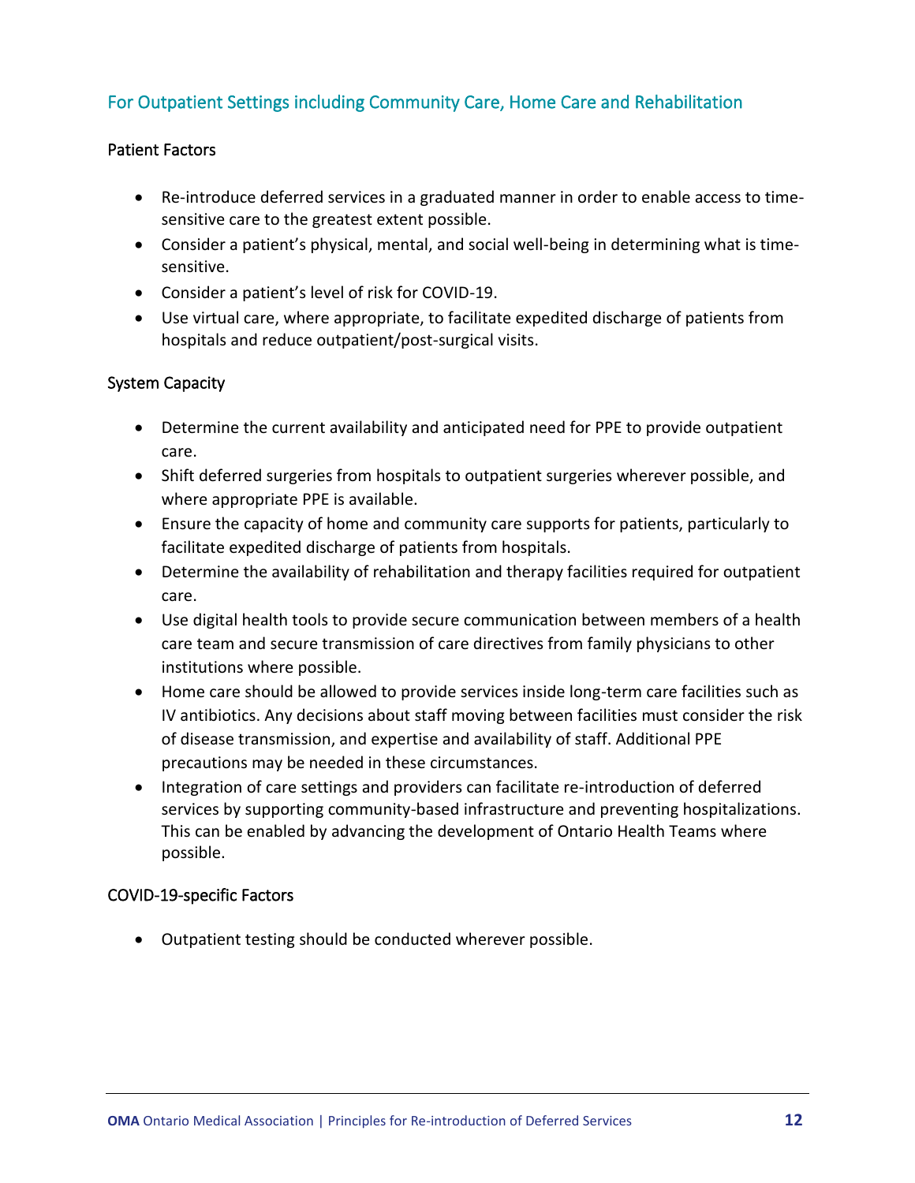## For Outpatient Settings including Community Care, Home Care and Rehabilitation

### Patient Factors

- Re-introduce deferred services in a graduated manner in order to enable access to time-sensitive care to the greatest extent possible.
- Consider a patient's physical, mental, and social well-being in determining what is time-sensitive.
- Consider a patient's level of risk for COVID-19.
- Use virtual care, where appropriate, to facilitate expedited discharge of patients from hospitals and reduce outpatient/post-surgical visits.

### System Capacity

- Determine the current availability and anticipated need for PPE to provide outpatient care.
- Shift deferred surgeries from hospitals to outpatient surgeries wherever possible, and where appropriate PPE is available.
- Ensure the capacity of home and community care supports for patients, particularly to facilitate expedited discharge of patients from hospitals.
- Determine the availability of rehabilitation and therapy facilities required for outpatient care.
- Use digital health tools to provide secure communication between members of a health care team and secure transmission of care directives from family physicians to other institutions where possible.
- Home care should be allowed to provide services inside long-term care facilities such as IV antibiotics. Any decisions about staff moving between facilities must consider the risk of disease transmission, and expertise and availability of staff. Additional PPE precautions may be needed in these circumstances.
- Integration of care settings and providers can facilitate re-introduction of deferred services by supporting community-based infrastructure and preventing hospitalizations. This can be enabled by advancing the development of Ontario Health Teams where possible.

### COVID-19-specific Factors

- Outpatient testing should be conducted wherever possible.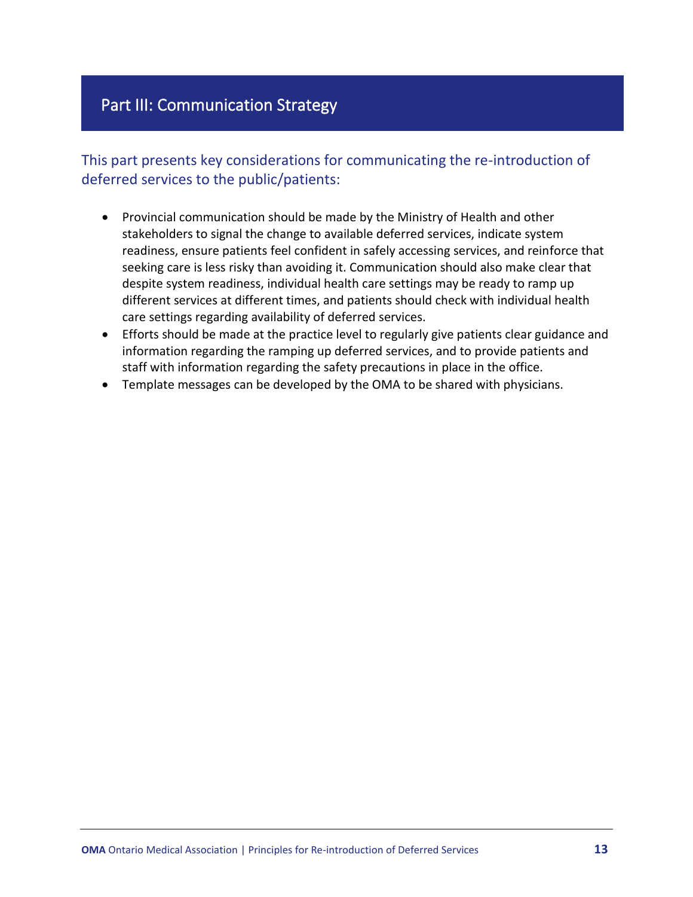# Part III: Communication Strategy

This part presents key considerations for communicating the re-introduction of deferred services to the public/patients:

- Provincial communication should be made by the Ministry of Health and other stakeholders to signal the change to available deferred services, indicate system readiness, ensure patients feel confident in safely accessing services, and reinforce that seeking care is less risky than avoiding it. Communication should also make clear that despite system readiness, individual health care settings may be ready to ramp up different services at different times, and patients should check with individual health care settings regarding availability of deferred services.
- Efforts should be made at the practice level to regularly give patients clear guidance and information regarding the ramping up deferred services, and to provide patients and staff with information regarding the safety precautions in place in the office.
- Template messages can be developed by the OMA to be shared with physicians.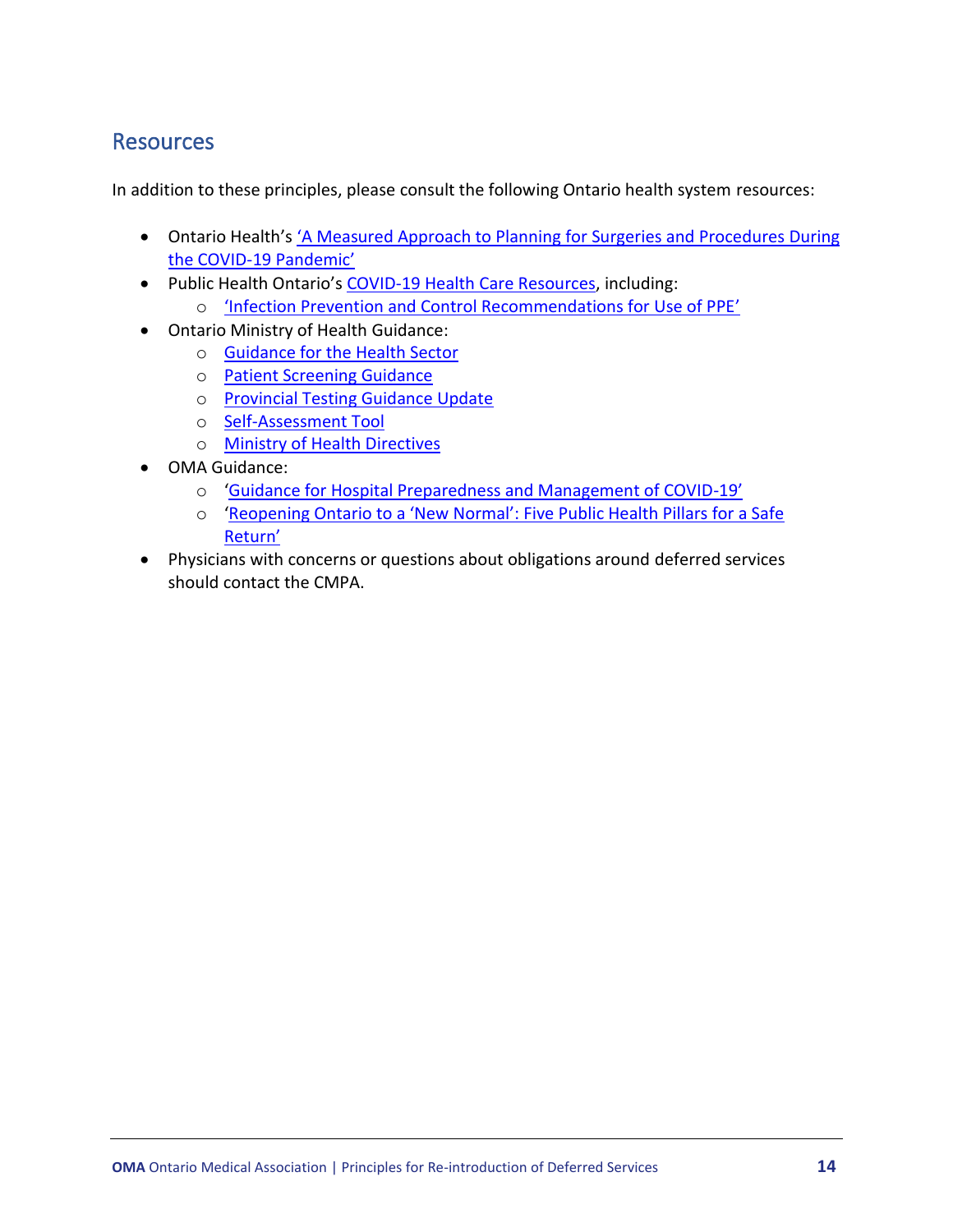## Resources

In addition to these principles, please consult the following Ontario health system resources:

- Ontario Health's 'A Measured Approach to Planning for Surgeries and Procedures During the COVID-19 Pandemic'
- Public Health Ontario's COVID-19 Health Care Resources, including:
  - 'Infection Prevention and Control Recommendations for Use of PPE'
- Ontario Ministry of Health Guidance:
  - Guidance for the Health Sector
  - Patient Screening Guidance
  - Provincial Testing Guidance Update
  - Self-Assessment Tool
  - Ministry of Health Directives
- OMA Guidance:
  - 'Guidance for Hospital Preparedness and Management of COVID-19'
  - 'Reopening Ontario to a 'New Normal': Five Public Health Pillars for a Safe Return'
- Physicians with concerns or questions about obligations around deferred services should contact the CMPA.